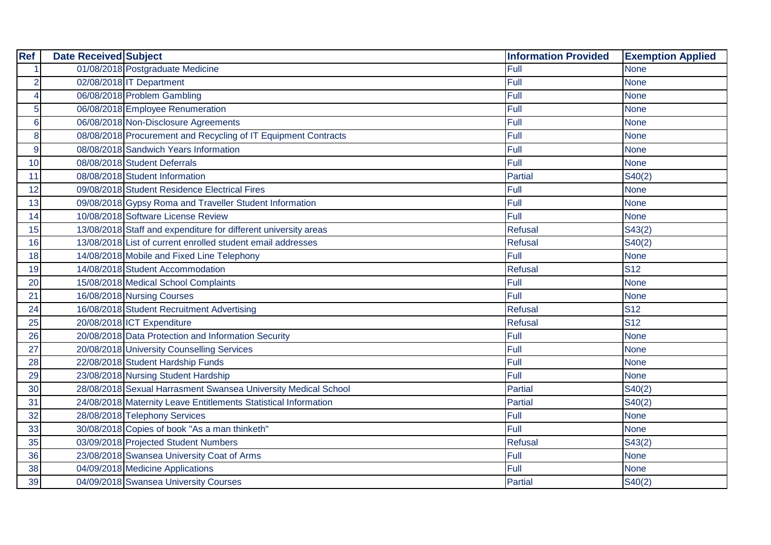| Ref | Date Received | Subject | Information Provided | Exemption Applied |
|---|---|---|---|---|
| 1 | 01/08/2018 | Postgraduate Medicine | Full | None |
| 2 | 02/08/2018 | IT Department | Full | None |
| 4 | 06/08/2018 | Problem Gambling | Full | None |
| 5 | 06/08/2018 | Employee Renumeration | Full | None |
| 6 | 06/08/2018 | Non-Disclosure Agreements | Full | None |
| 8 | 08/08/2018 | Procurement and Recycling of IT Equipment Contracts | Full | None |
| 9 | 08/08/2018 | Sandwich Years Information | Full | None |
| 10 | 08/08/2018 | Student Deferrals | Full | None |
| 11 | 08/08/2018 | Student Information | Partial | S40(2) |
| 12 | 09/08/2018 | Student Residence Electrical Fires | Full | None |
| 13 | 09/08/2018 | Gypsy Roma and Traveller Student Information | Full | None |
| 14 | 10/08/2018 | Software License Review | Full | None |
| 15 | 13/08/2018 | Staff and expenditure for different university areas | Refusal | S43(2) |
| 16 | 13/08/2018 | List of current enrolled student email addresses | Refusal | S40(2) |
| 18 | 14/08/2018 | Mobile and Fixed Line Telephony | Full | None |
| 19 | 14/08/2018 | Student Accommodation | Refusal | S12 |
| 20 | 15/08/2018 | Medical School Complaints | Full | None |
| 21 | 16/08/2018 | Nursing Courses | Full | None |
| 24 | 16/08/2018 | Student Recruitment Advertising | Refusal | S12 |
| 25 | 20/08/2018 | ICT Expenditure | Refusal | S12 |
| 26 | 20/08/2018 | Data Protection and Information Security | Full | None |
| 27 | 20/08/2018 | University Counselling Services | Full | None |
| 28 | 22/08/2018 | Student Hardship Funds | Full | None |
| 29 | 23/08/2018 | Nursing Student Hardship | Full | None |
| 30 | 28/08/2018 | Sexual Harrasment Swansea University Medical School | Partial | S40(2) |
| 31 | 24/08/2018 | Maternity Leave Entitlements Statistical Information | Partial | S40(2) |
| 32 | 28/08/2018 | Telephony Services | Full | None |
| 33 | 30/08/2018 | Copies of book "As a man thinketh" | Full | None |
| 35 | 03/09/2018 | Projected Student Numbers | Refusal | S43(2) |
| 36 | 23/08/2018 | Swansea University Coat of Arms | Full | None |
| 38 | 04/09/2018 | Medicine Applications | Full | None |
| 39 | 04/09/2018 | Swansea University Courses | Partial | S40(2) |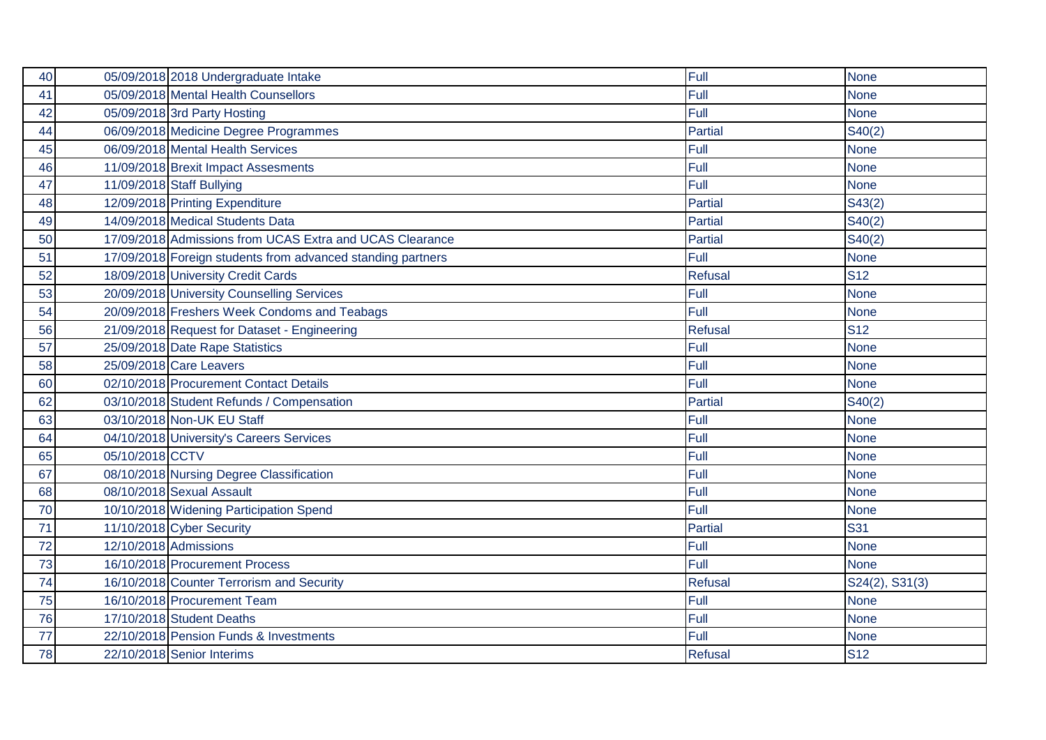| | | | | |
|---|---|---|---|---|
| 40 | 05/09/2018 | 2018 Undergraduate Intake | Full | None |
| 41 | 05/09/2018 | Mental Health Counsellors | Full | None |
| 42 | 05/09/2018 | 3rd Party Hosting | Full | None |
| 44 | 06/09/2018 | Medicine Degree Programmes | Partial | S40(2) |
| 45 | 06/09/2018 | Mental Health Services | Full | None |
| 46 | 11/09/2018 | Brexit Impact Assesments | Full | None |
| 47 | 11/09/2018 | Staff Bullying | Full | None |
| 48 | 12/09/2018 | Printing Expenditure | Partial | S43(2) |
| 49 | 14/09/2018 | Medical Students Data | Partial | S40(2) |
| 50 | 17/09/2018 | Admissions from UCAS Extra and UCAS Clearance | Partial | S40(2) |
| 51 | 17/09/2018 | Foreign students from advanced standing partners | Full | None |
| 52 | 18/09/2018 | University Credit Cards | Refusal | S12 |
| 53 | 20/09/2018 | University Counselling Services | Full | None |
| 54 | 20/09/2018 | Freshers Week Condoms and Teabags | Full | None |
| 56 | 21/09/2018 | Request for Dataset - Engineering | Refusal | S12 |
| 57 | 25/09/2018 | Date Rape Statistics | Full | None |
| 58 | 25/09/2018 | Care Leavers | Full | None |
| 60 | 02/10/2018 | Procurement Contact Details | Full | None |
| 62 | 03/10/2018 | Student Refunds / Compensation | Partial | S40(2) |
| 63 | 03/10/2018 | Non-UK EU Staff | Full | None |
| 64 | 04/10/2018 | University's Careers Services | Full | None |
| 65 | 05/10/2018 | CCTV | Full | None |
| 67 | 08/10/2018 | Nursing Degree Classification | Full | None |
| 68 | 08/10/2018 | Sexual Assault | Full | None |
| 70 | 10/10/2018 | Widening Participation Spend | Full | None |
| 71 | 11/10/2018 | Cyber Security | Partial | S31 |
| 72 | 12/10/2018 | Admissions | Full | None |
| 73 | 16/10/2018 | Procurement Process | Full | None |
| 74 | 16/10/2018 | Counter Terrorism and Security | Refusal | S24(2), S31(3) |
| 75 | 16/10/2018 | Procurement Team | Full | None |
| 76 | 17/10/2018 | Student Deaths | Full | None |
| 77 | 22/10/2018 | Pension Funds & Investments | Full | None |
| 78 | 22/10/2018 | Senior Interims | Refusal | S12 |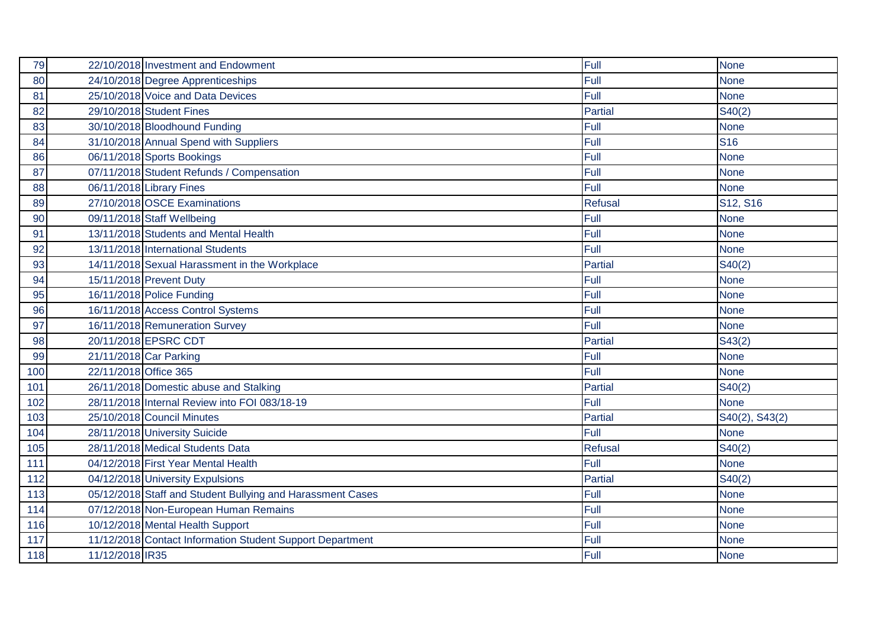| | | | | |
|---|---|---|---|---|
| 79 | 22/10/2018 | Investment and Endowment | Full | None |
| 80 | 24/10/2018 | Degree Apprenticeships | Full | None |
| 81 | 25/10/2018 | Voice and Data Devices | Full | None |
| 82 | 29/10/2018 | Student Fines | Partial | S40(2) |
| 83 | 30/10/2018 | Bloodhound Funding | Full | None |
| 84 | 31/10/2018 | Annual Spend with Suppliers | Full | S16 |
| 86 | 06/11/2018 | Sports Bookings | Full | None |
| 87 | 07/11/2018 | Student Refunds / Compensation | Full | None |
| 88 | 06/11/2018 | Library Fines | Full | None |
| 89 | 27/10/2018 | OSCE Examinations | Refusal | S12, S16 |
| 90 | 09/11/2018 | Staff Wellbeing | Full | None |
| 91 | 13/11/2018 | Students and Mental Health | Full | None |
| 92 | 13/11/2018 | International Students | Full | None |
| 93 | 14/11/2018 | Sexual Harassment in the Workplace | Partial | S40(2) |
| 94 | 15/11/2018 | Prevent Duty | Full | None |
| 95 | 16/11/2018 | Police Funding | Full | None |
| 96 | 16/11/2018 | Access Control Systems | Full | None |
| 97 | 16/11/2018 | Remuneration Survey | Full | None |
| 98 | 20/11/2018 | EPSRC CDT | Partial | S43(2) |
| 99 | 21/11/2018 | Car Parking | Full | None |
| 100 | 22/11/2018 | Office 365 | Full | None |
| 101 | 26/11/2018 | Domestic abuse and Stalking | Partial | S40(2) |
| 102 | 28/11/2018 | Internal Review into FOI 083/18-19 | Full | None |
| 103 | 25/10/2018 | Council Minutes | Partial | S40(2), S43(2) |
| 104 | 28/11/2018 | University Suicide | Full | None |
| 105 | 28/11/2018 | Medical Students Data | Refusal | S40(2) |
| 111 | 04/12/2018 | First Year Mental Health | Full | None |
| 112 | 04/12/2018 | University Expulsions | Partial | S40(2) |
| 113 | 05/12/2018 | Staff and Student Bullying and Harassment Cases | Full | None |
| 114 | 07/12/2018 | Non-European Human Remains | Full | None |
| 116 | 10/12/2018 | Mental Health Support | Full | None |
| 117 | 11/12/2018 | Contact Information Student Support Department | Full | None |
| 118 | 11/12/2018 | IR35 | Full | None |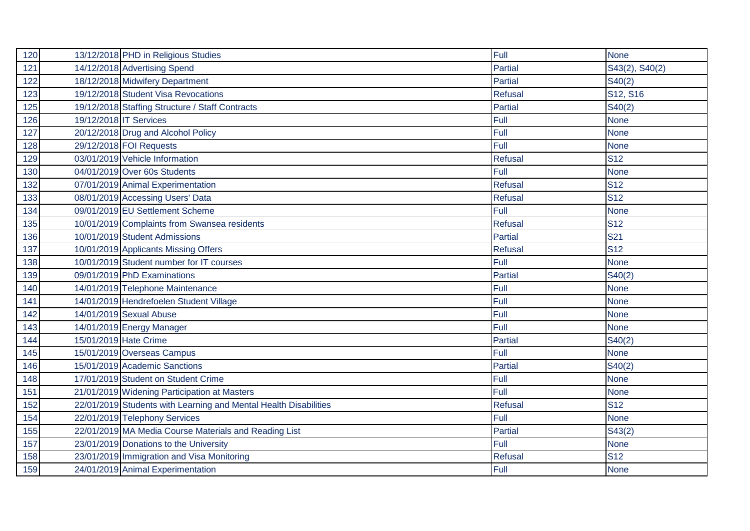| | | | | |
|---|---|---|---|---|
| 120 | 13/12/2018 | PHD in Religious Studies | Full | None |
| 121 | 14/12/2018 | Advertising Spend | Partial | S43(2), S40(2) |
| 122 | 18/12/2018 | Midwifery Department | Partial | S40(2) |
| 123 | 19/12/2018 | Student Visa Revocations | Refusal | S12, S16 |
| 125 | 19/12/2018 | Staffing Structure / Staff Contracts | Partial | S40(2) |
| 126 | 19/12/2018 | IT Services | Full | None |
| 127 | 20/12/2018 | Drug and Alcohol Policy | Full | None |
| 128 | 29/12/2018 | FOI Requests | Full | None |
| 129 | 03/01/2019 | Vehicle Information | Refusal | S12 |
| 130 | 04/01/2019 | Over 60s Students | Full | None |
| 132 | 07/01/2019 | Animal Experimentation | Refusal | S12 |
| 133 | 08/01/2019 | Accessing Users' Data | Refusal | S12 |
| 134 | 09/01/2019 | EU Settlement Scheme | Full | None |
| 135 | 10/01/2019 | Complaints from Swansea residents | Refusal | S12 |
| 136 | 10/01/2019 | Student Admissions | Partial | S21 |
| 137 | 10/01/2019 | Applicants Missing Offers | Refusal | S12 |
| 138 | 10/01/2019 | Student number for IT courses | Full | None |
| 139 | 09/01/2019 | PhD Examinations | Partial | S40(2) |
| 140 | 14/01/2019 | Telephone Maintenance | Full | None |
| 141 | 14/01/2019 | Hendrefoelen Student Village | Full | None |
| 142 | 14/01/2019 | Sexual Abuse | Full | None |
| 143 | 14/01/2019 | Energy Manager | Full | None |
| 144 | 15/01/2019 | Hate Crime | Partial | S40(2) |
| 145 | 15/01/2019 | Overseas Campus | Full | None |
| 146 | 15/01/2019 | Academic Sanctions | Partial | S40(2) |
| 148 | 17/01/2019 | Student on Student Crime | Full | None |
| 151 | 21/01/2019 | Widening Participation at Masters | Full | None |
| 152 | 22/01/2019 | Students with Learning and Mental Health Disabilities | Refusal | S12 |
| 154 | 22/01/2019 | Telephony Services | Full | None |
| 155 | 22/01/2019 | MA Media Course Materials and Reading List | Partial | S43(2) |
| 157 | 23/01/2019 | Donations to the University | Full | None |
| 158 | 23/01/2019 | Immigration and Visa Monitoring | Refusal | S12 |
| 159 | 24/01/2019 | Animal Experimentation | Full | None |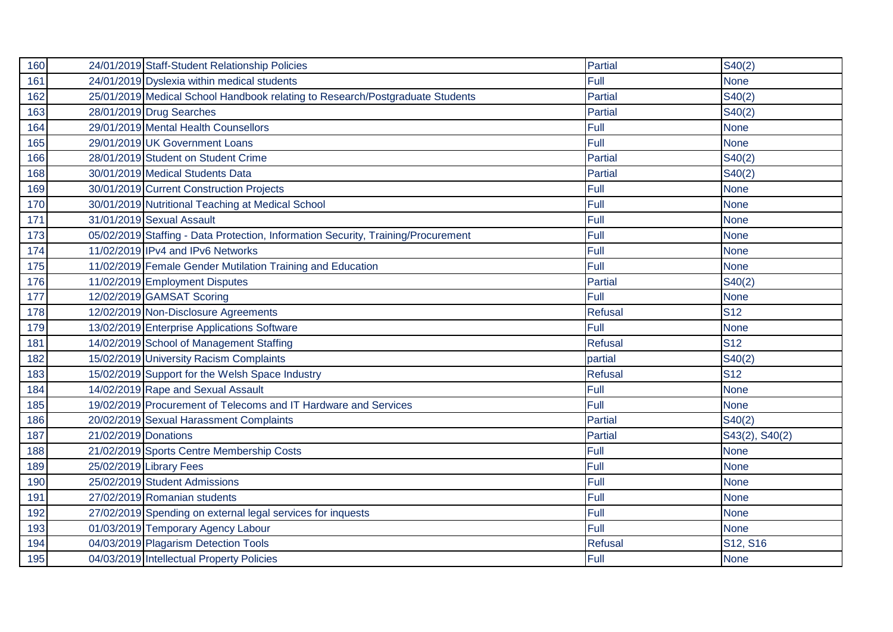| | | | | |
|---|---|---|---|---|
| 160 | 24/01/2019 | Staff-Student Relationship Policies | Partial | S40(2) |
| 161 | 24/01/2019 | Dyslexia within medical students | Full | None |
| 162 | 25/01/2019 | Medical School Handbook relating to Research/Postgraduate Students | Partial | S40(2) |
| 163 | 28/01/2019 | Drug Searches | Partial | S40(2) |
| 164 | 29/01/2019 | Mental Health Counsellors | Full | None |
| 165 | 29/01/2019 | UK Government Loans | Full | None |
| 166 | 28/01/2019 | Student on Student Crime | Partial | S40(2) |
| 168 | 30/01/2019 | Medical Students Data | Partial | S40(2) |
| 169 | 30/01/2019 | Current Construction Projects | Full | None |
| 170 | 30/01/2019 | Nutritional Teaching at Medical School | Full | None |
| 171 | 31/01/2019 | Sexual Assault | Full | None |
| 173 | 05/02/2019 | Staffing - Data Protection, Information Security, Training/Procurement | Full | None |
| 174 | 11/02/2019 | IPv4 and IPv6 Networks | Full | None |
| 175 | 11/02/2019 | Female Gender Mutilation Training and Education | Full | None |
| 176 | 11/02/2019 | Employment Disputes | Partial | S40(2) |
| 177 | 12/02/2019 | GAMSAT Scoring | Full | None |
| 178 | 12/02/2019 | Non-Disclosure Agreements | Refusal | S12 |
| 179 | 13/02/2019 | Enterprise Applications Software | Full | None |
| 181 | 14/02/2019 | School of Management Staffing | Refusal | S12 |
| 182 | 15/02/2019 | University Racism Complaints | partial | S40(2) |
| 183 | 15/02/2019 | Support for the Welsh Space Industry | Refusal | S12 |
| 184 | 14/02/2019 | Rape and Sexual Assault | Full | None |
| 185 | 19/02/2019 | Procurement of Telecoms and IT Hardware and Services | Full | None |
| 186 | 20/02/2019 | Sexual Harassment Complaints | Partial | S40(2) |
| 187 | 21/02/2019 | Donations | Partial | S43(2), S40(2) |
| 188 | 21/02/2019 | Sports Centre Membership Costs | Full | None |
| 189 | 25/02/2019 | Library Fees | Full | None |
| 190 | 25/02/2019 | Student Admissions | Full | None |
| 191 | 27/02/2019 | Romanian students | Full | None |
| 192 | 27/02/2019 | Spending on external legal services for inquests | Full | None |
| 193 | 01/03/2019 | Temporary Agency Labour | Full | None |
| 194 | 04/03/2019 | Plagarism Detection Tools | Refusal | S12, S16 |
| 195 | 04/03/2019 | Intellectual Property Policies | Full | None |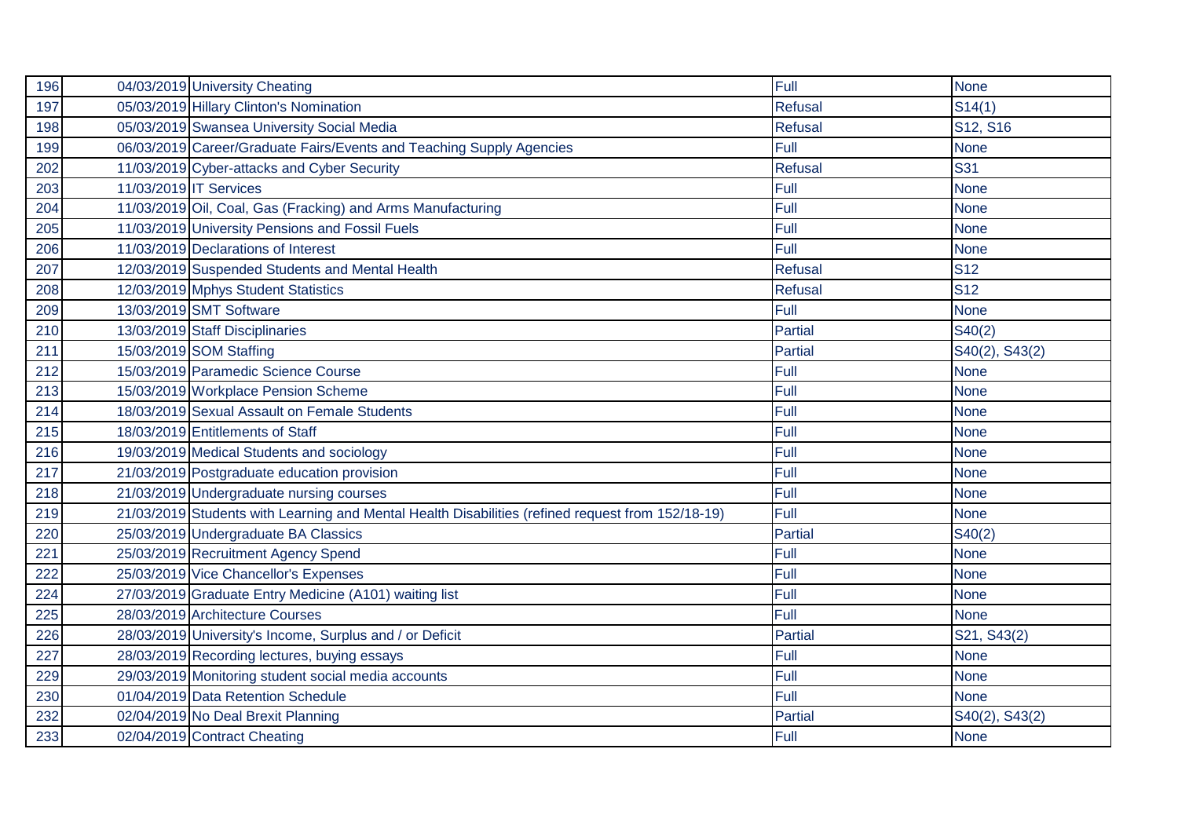| 196 | 04/03/2019 | University Cheating | Full | None |
|---|---|---|---|---|
| 197 | 05/03/2019 | Hillary Clinton's Nomination | Refusal | S14(1) |
| 198 | 05/03/2019 | Swansea University Social Media | Refusal | S12, S16 |
| 199 | 06/03/2019 | Career/Graduate Fairs/Events and Teaching Supply Agencies | Full | None |
| 202 | 11/03/2019 | Cyber-attacks and Cyber Security | Refusal | S31 |
| 203 | 11/03/2019 | IT Services | Full | None |
| 204 | 11/03/2019 | Oil, Coal, Gas (Fracking) and Arms Manufacturing | Full | None |
| 205 | 11/03/2019 | University Pensions and Fossil Fuels | Full | None |
| 206 | 11/03/2019 | Declarations of Interest | Full | None |
| 207 | 12/03/2019 | Suspended Students and Mental Health | Refusal | S12 |
| 208 | 12/03/2019 | Mphys Student Statistics | Refusal | S12 |
| 209 | 13/03/2019 | SMT Software | Full | None |
| 210 | 13/03/2019 | Staff Disciplinaries | Partial | S40(2) |
| 211 | 15/03/2019 | SOM Staffing | Partial | S40(2), S43(2) |
| 212 | 15/03/2019 | Paramedic Science Course | Full | None |
| 213 | 15/03/2019 | Workplace Pension Scheme | Full | None |
| 214 | 18/03/2019 | Sexual Assault on Female Students | Full | None |
| 215 | 18/03/2019 | Entitlements of Staff | Full | None |
| 216 | 19/03/2019 | Medical Students and sociology | Full | None |
| 217 | 21/03/2019 | Postgraduate education provision | Full | None |
| 218 | 21/03/2019 | Undergraduate nursing courses | Full | None |
| 219 | 21/03/2019 | Students with Learning and Mental Health Disabilities (refined request from 152/18-19) | Full | None |
| 220 | 25/03/2019 | Undergraduate BA Classics | Partial | S40(2) |
| 221 | 25/03/2019 | Recruitment Agency Spend | Full | None |
| 222 | 25/03/2019 | Vice Chancellor's Expenses | Full | None |
| 224 | 27/03/2019 | Graduate Entry Medicine (A101) waiting list | Full | None |
| 225 | 28/03/2019 | Architecture Courses | Full | None |
| 226 | 28/03/2019 | University's Income, Surplus and / or Deficit | Partial | S21, S43(2) |
| 227 | 28/03/2019 | Recording lectures, buying essays | Full | None |
| 229 | 29/03/2019 | Monitoring student social media accounts | Full | None |
| 230 | 01/04/2019 | Data Retention Schedule | Full | None |
| 232 | 02/04/2019 | No Deal Brexit Planning | Partial | S40(2), S43(2) |
| 233 | 02/04/2019 | Contract Cheating | Full | None |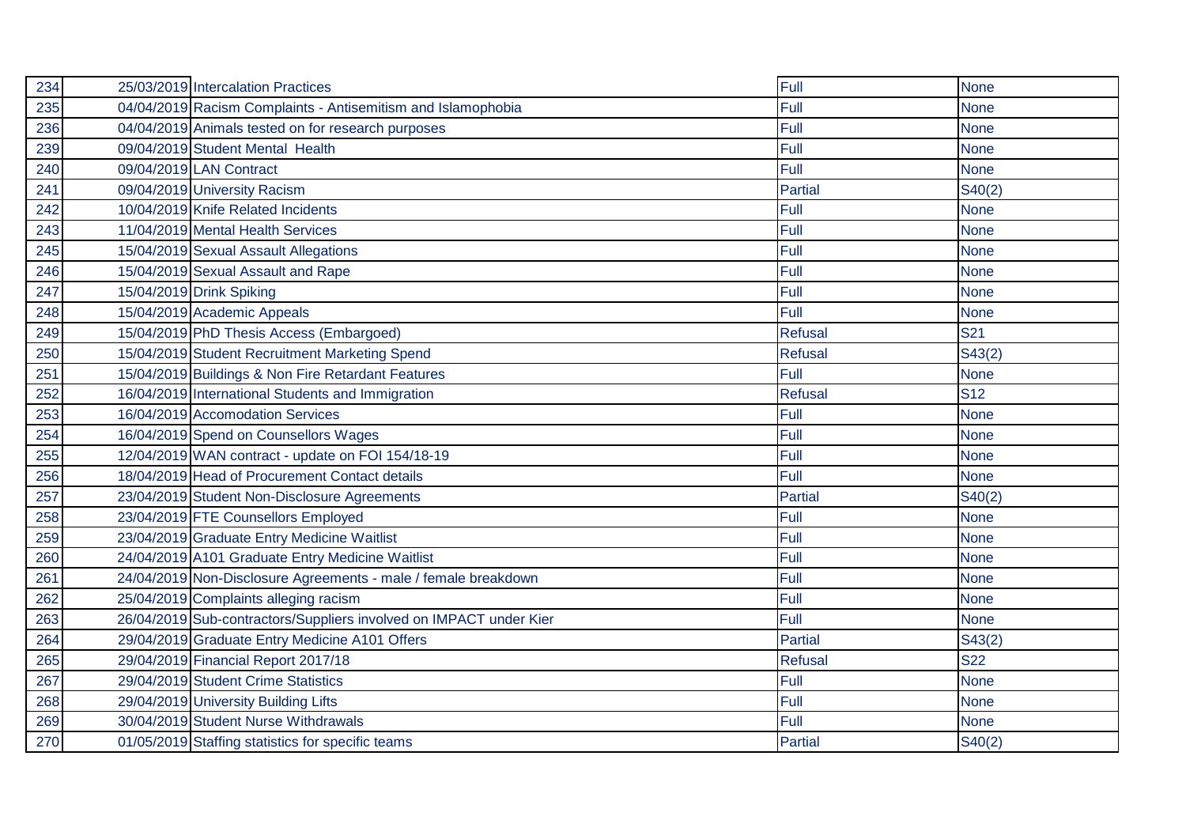| | | | | |
|---|---|---|---|---|
| 234 | 25/03/2019 | Intercalation Practices | Full | None |
| 235 | 04/04/2019 | Racism Complaints - Antisemitism and Islamophobia | Full | None |
| 236 | 04/04/2019 | Animals tested on for research purposes | Full | None |
| 239 | 09/04/2019 | Student Mental Health | Full | None |
| 240 | 09/04/2019 | LAN Contract | Full | None |
| 241 | 09/04/2019 | University Racism | Partial | S40(2) |
| 242 | 10/04/2019 | Knife Related Incidents | Full | None |
| 243 | 11/04/2019 | Mental Health Services | Full | None |
| 245 | 15/04/2019 | Sexual Assault Allegations | Full | None |
| 246 | 15/04/2019 | Sexual Assault and Rape | Full | None |
| 247 | 15/04/2019 | Drink Spiking | Full | None |
| 248 | 15/04/2019 | Academic Appeals | Full | None |
| 249 | 15/04/2019 | PhD Thesis Access (Embargoed) | Refusal | S21 |
| 250 | 15/04/2019 | Student Recruitment Marketing Spend | Refusal | S43(2) |
| 251 | 15/04/2019 | Buildings & Non Fire Retardant Features | Full | None |
| 252 | 16/04/2019 | International Students and Immigration | Refusal | S12 |
| 253 | 16/04/2019 | Accomodation Services | Full | None |
| 254 | 16/04/2019 | Spend on Counsellors Wages | Full | None |
| 255 | 12/04/2019 | WAN contract - update on FOI 154/18-19 | Full | None |
| 256 | 18/04/2019 | Head of Procurement Contact details | Full | None |
| 257 | 23/04/2019 | Student Non-Disclosure Agreements | Partial | S40(2) |
| 258 | 23/04/2019 | FTE Counsellors Employed | Full | None |
| 259 | 23/04/2019 | Graduate Entry Medicine Waitlist | Full | None |
| 260 | 24/04/2019 | A101 Graduate Entry Medicine Waitlist | Full | None |
| 261 | 24/04/2019 | Non-Disclosure Agreements - male / female breakdown | Full | None |
| 262 | 25/04/2019 | Complaints alleging racism | Full | None |
| 263 | 26/04/2019 | Sub-contractors/Suppliers involved on IMPACT under Kier | Full | None |
| 264 | 29/04/2019 | Graduate Entry Medicine A101 Offers | Partial | S43(2) |
| 265 | 29/04/2019 | Financial Report 2017/18 | Refusal | S22 |
| 267 | 29/04/2019 | Student Crime Statistics | Full | None |
| 268 | 29/04/2019 | University Building Lifts | Full | None |
| 269 | 30/04/2019 | Student Nurse Withdrawals | Full | None |
| 270 | 01/05/2019 | Staffing statistics for specific teams | Partial | S40(2) |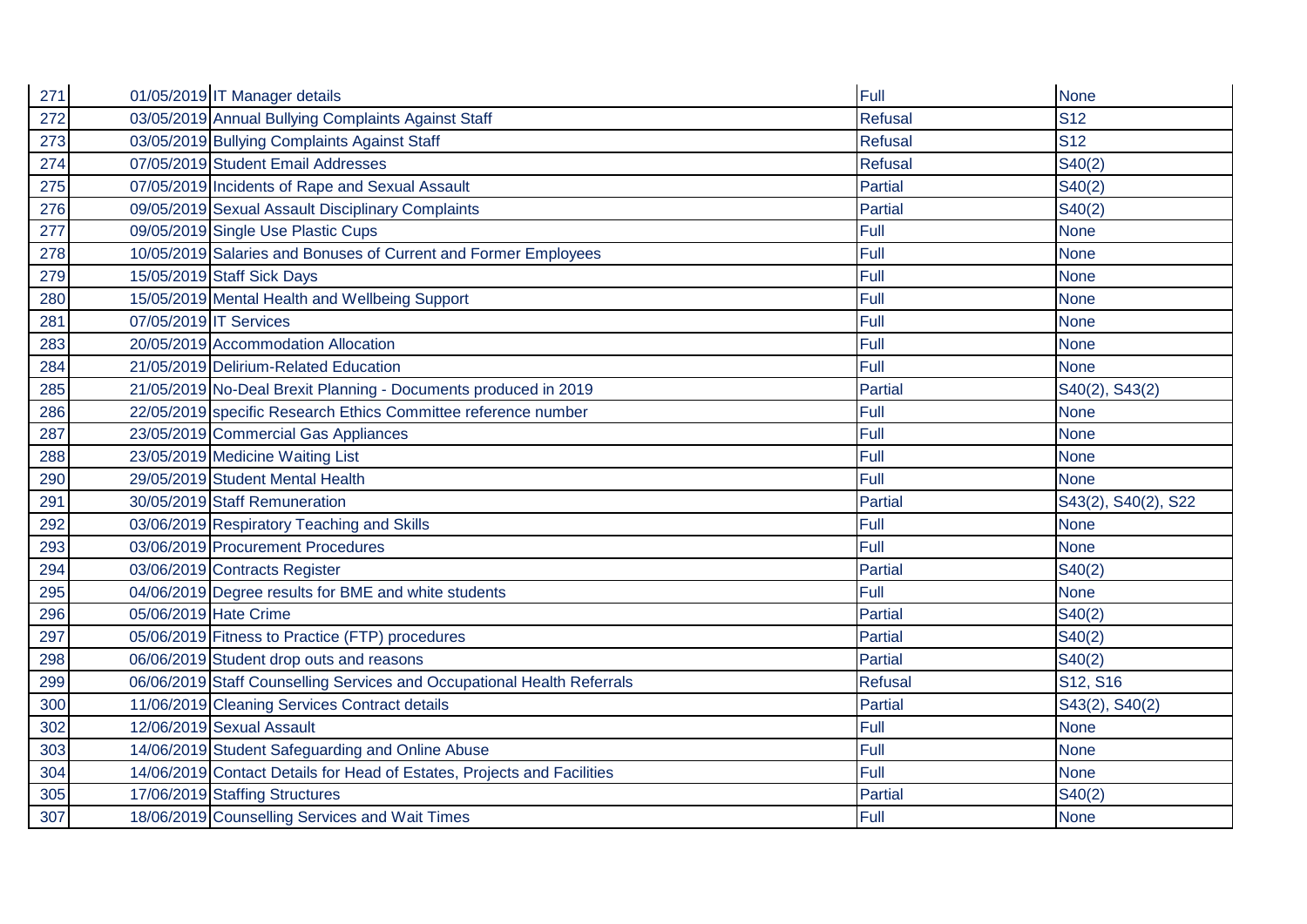| | | | | |
|---|---|---|---|---|
| 271 | 01/05/2019 | IT Manager details | Full | None |
| 272 | 03/05/2019 | Annual Bullying Complaints Against Staff | Refusal | S12 |
| 273 | 03/05/2019 | Bullying Complaints Against Staff | Refusal | S12 |
| 274 | 07/05/2019 | Student Email Addresses | Refusal | S40(2) |
| 275 | 07/05/2019 | Incidents of Rape and Sexual Assault | Partial | S40(2) |
| 276 | 09/05/2019 | Sexual Assault Disciplinary Complaints | Partial | S40(2) |
| 277 | 09/05/2019 | Single Use Plastic Cups | Full | None |
| 278 | 10/05/2019 | Salaries and Bonuses of Current and Former Employees | Full | None |
| 279 | 15/05/2019 | Staff Sick Days | Full | None |
| 280 | 15/05/2019 | Mental Health and Wellbeing Support | Full | None |
| 281 | 07/05/2019 | IT Services | Full | None |
| 283 | 20/05/2019 | Accommodation Allocation | Full | None |
| 284 | 21/05/2019 | Delirium-Related Education | Full | None |
| 285 | 21/05/2019 | No-Deal Brexit Planning - Documents produced in 2019 | Partial | S40(2), S43(2) |
| 286 | 22/05/2019 | specific Research Ethics Committee reference number | Full | None |
| 287 | 23/05/2019 | Commercial Gas Appliances | Full | None |
| 288 | 23/05/2019 | Medicine Waiting List | Full | None |
| 290 | 29/05/2019 | Student Mental Health | Full | None |
| 291 | 30/05/2019 | Staff Remuneration | Partial | S43(2), S40(2), S22 |
| 292 | 03/06/2019 | Respiratory Teaching and Skills | Full | None |
| 293 | 03/06/2019 | Procurement Procedures | Full | None |
| 294 | 03/06/2019 | Contracts Register | Partial | S40(2) |
| 295 | 04/06/2019 | Degree results for BME and white students | Full | None |
| 296 | 05/06/2019 | Hate Crime | Partial | S40(2) |
| 297 | 05/06/2019 | Fitness to Practice (FTP) procedures | Partial | S40(2) |
| 298 | 06/06/2019 | Student drop outs and reasons | Partial | S40(2) |
| 299 | 06/06/2019 | Staff Counselling Services and Occupational Health Referrals | Refusal | S12, S16 |
| 300 | 11/06/2019 | Cleaning Services Contract details | Partial | S43(2), S40(2) |
| 302 | 12/06/2019 | Sexual Assault | Full | None |
| 303 | 14/06/2019 | Student Safeguarding and Online Abuse | Full | None |
| 304 | 14/06/2019 | Contact Details for Head of Estates, Projects and Facilities | Full | None |
| 305 | 17/06/2019 | Staffing Structures | Partial | S40(2) |
| 307 | 18/06/2019 | Counselling Services and Wait Times | Full | None |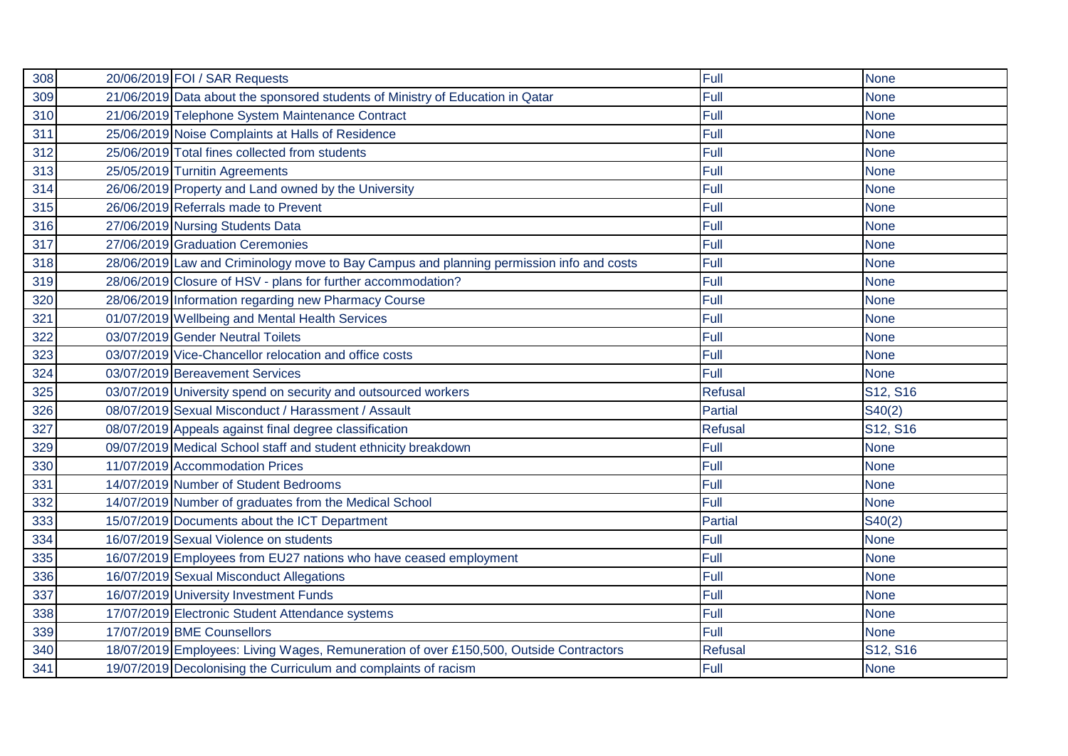| 308 | 20/06/2019 | FOI / SAR Requests | Full | None |
|---|---|---|---|---|
| 309 | 21/06/2019 | Data about the sponsored students of Ministry of Education in Qatar | Full | None |
| 310 | 21/06/2019 | Telephone System Maintenance Contract | Full | None |
| 311 | 25/06/2019 | Noise Complaints at Halls of Residence | Full | None |
| 312 | 25/06/2019 | Total fines collected from students | Full | None |
| 313 | 25/05/2019 | Turnitin Agreements | Full | None |
| 314 | 26/06/2019 | Property and Land owned by the University | Full | None |
| 315 | 26/06/2019 | Referrals made to Prevent | Full | None |
| 316 | 27/06/2019 | Nursing Students Data | Full | None |
| 317 | 27/06/2019 | Graduation Ceremonies | Full | None |
| 318 | 28/06/2019 | Law and Criminology move to Bay Campus and planning permission info and costs | Full | None |
| 319 | 28/06/2019 | Closure of HSV - plans for further accommodation? | Full | None |
| 320 | 28/06/2019 | Information regarding new Pharmacy Course | Full | None |
| 321 | 01/07/2019 | Wellbeing and Mental Health Services | Full | None |
| 322 | 03/07/2019 | Gender Neutral Toilets | Full | None |
| 323 | 03/07/2019 | Vice-Chancellor relocation and office costs | Full | None |
| 324 | 03/07/2019 | Bereavement Services | Full | None |
| 325 | 03/07/2019 | University spend on security and outsourced workers | Refusal | S12, S16 |
| 326 | 08/07/2019 | Sexual Misconduct / Harassment / Assault | Partial | S40(2) |
| 327 | 08/07/2019 | Appeals against final degree classification | Refusal | S12, S16 |
| 329 | 09/07/2019 | Medical School staff and student ethnicity breakdown | Full | None |
| 330 | 11/07/2019 | Accommodation Prices | Full | None |
| 331 | 14/07/2019 | Number of Student Bedrooms | Full | None |
| 332 | 14/07/2019 | Number of graduates from the Medical School | Full | None |
| 333 | 15/07/2019 | Documents about the ICT Department | Partial | S40(2) |
| 334 | 16/07/2019 | Sexual Violence on students | Full | None |
| 335 | 16/07/2019 | Employees from EU27 nations who have ceased employment | Full | None |
| 336 | 16/07/2019 | Sexual Misconduct Allegations | Full | None |
| 337 | 16/07/2019 | University Investment Funds | Full | None |
| 338 | 17/07/2019 | Electronic Student Attendance systems | Full | None |
| 339 | 17/07/2019 | BME Counsellors | Full | None |
| 340 | 18/07/2019 | Employees: Living Wages, Remuneration of over £150,500, Outside Contractors | Refusal | S12, S16 |
| 341 | 19/07/2019 | Decolonising the Curriculum and complaints of racism | Full | None |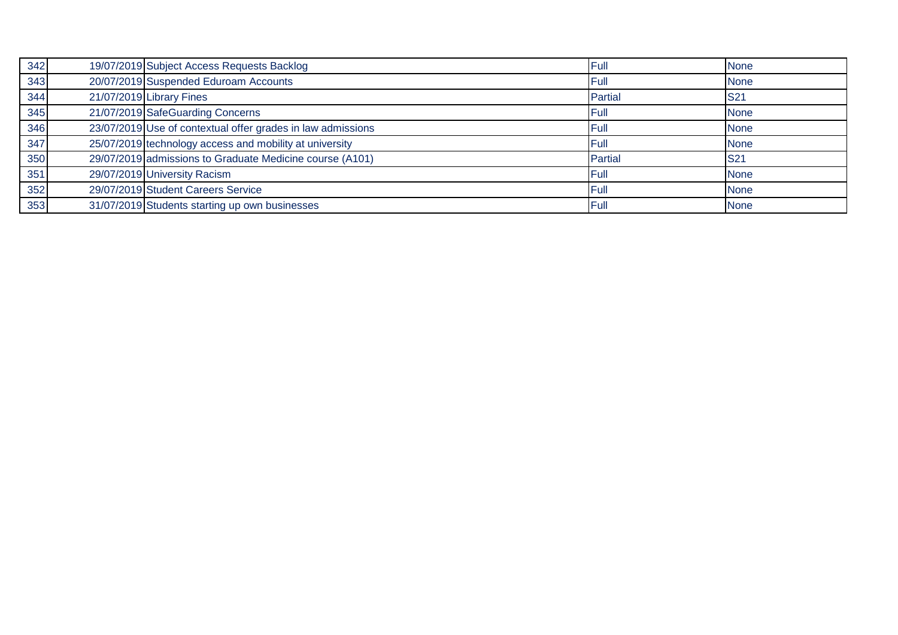| | | | | |
|---|---|---|---|---|
| 342 | 19/07/2019 | Subject Access Requests Backlog | Full | None |
| 343 | 20/07/2019 | Suspended Eduroam Accounts | Full | None |
| 344 | 21/07/2019 | Library Fines | Partial | S21 |
| 345 | 21/07/2019 | SafeGuarding Concerns | Full | None |
| 346 | 23/07/2019 | Use of contextual offer grades in law admissions | Full | None |
| 347 | 25/07/2019 | technology access and mobility at university | Full | None |
| 350 | 29/07/2019 | admissions to Graduate Medicine course (A101) | Partial | S21 |
| 351 | 29/07/2019 | University Racism | Full | None |
| 352 | 29/07/2019 | Student Careers Service | Full | None |
| 353 | 31/07/2019 | Students starting up own businesses | Full | None |